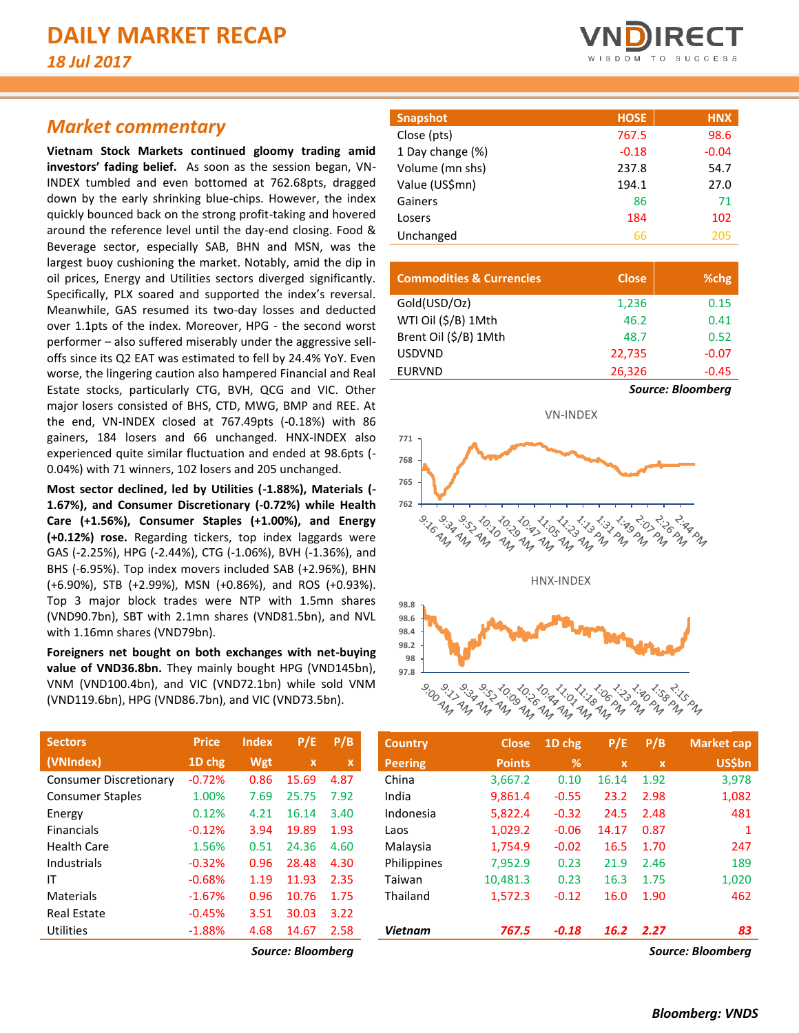# DAILY MARKET RECAP

*18 Jul 2017*

## *Market commentary*

**Vietnam Stock Markets continued gloomy trading amid investors' fading belief.** As soon as the session began, VN-INDEX tumbled and even bottomed at 762.68pts, dragged down by the early shrinking blue-chips. However, the index quickly bounced back on the strong profit-taking and hovered around the reference level until the day-end closing. Food & Beverage sector, especially SAB, BHN and MSN, was the largest buoy cushioning the market. Notably, amid the dip in oil prices, Energy and Utilities sectors diverged significantly. Specifically, PLX soared and supported the index's reversal. Meanwhile, GAS resumed its two-day losses and deducted over 1.1pts of the index. Moreover, HPG - the second worst performer – also suffered miserably under the aggressive sell-offs since its Q2 EAT was estimated to fell by 24.4% YoY. Even worse, the lingering caution also hampered Financial and Real Estate stocks, particularly CTG, BVH, QCG and VIC. Other major losers consisted of BHS, CTD, MWG, BMP and REE. At the end, VN-INDEX closed at 767.49pts (-0.18%) with 86 gainers, 184 losers and 66 unchanged. HNX-INDEX also experienced quite similar fluctuation and ended at 98.6pts (-0.04%) with 71 winners, 102 losers and 205 unchanged.

**Most sector declined, led by Utilities (-1.88%), Materials (-1.67%), and Consumer Discretionary (-0.72%) while Health Care (+1.56%), Consumer Staples (+1.00%), and Energy (+0.12%) rose.** Regarding tickers, top index laggards were GAS (-2.25%), HPG (-2.44%), CTG (-1.06%), BVH (-1.36%), and BHS (-6.95%). Top index movers included SAB (+2.96%), BHN (+6.90%), STB (+2.99%), MSN (+0.86%), and ROS (+0.93%). Top 3 major block trades were NTP with 1.5mn shares (VND90.7bn), SBT with 2.1mn shares (VND81.5bn), and NVL with 1.16mn shares (VND79bn).

**Foreigners net bought on both exchanges with net-buying value of VND36.8bn.** They mainly bought HPG (VND145bn), VNM (VND100.4bn), and VIC (VND72.1bn) while sold VNM (VND119.6bn), HPG (VND86.7bn), and VIC (VND73.5bn).

| Snapshot | HOSE | HNX |
|---|---|---|
| Close (pts) | 767.5 | 98.6 |
| 1 Day change (%) | -0.18 | -0.04 |
| Volume (mn shs) | 237.8 | 54.7 |
| Value (US$mn) | 194.1 | 27.0 |
| Gainers | 86 | 71 |
| Losers | 184 | 102 |
| Unchanged | 66 | 205 |

| Commodities & Currencies | Close | %chg |
|---|---|---|
| Gold(USD/Oz) | 1,236 | 0.15 |
| WTI Oil ($/B) 1Mth | 46.2 | 0.41 |
| Brent Oil ($/B) 1Mth | 48.7 | 0.52 |
| USDVND | 22,735 | -0.07 |
| EURVND | 26,326 | -0.45 |

*Source: Bloomberg*

VN-INDEX

HNX-INDEX

| Sectors (VNIndex) | Price 1D chg | Index Wgt | P/E x | P/B x |
|---|---|---|---|---|
| Consumer Discretionary | -0.72% | 0.86 | 15.69 | 4.87 |
| Consumer Staples | 1.00% | 7.69 | 25.75 | 7.92 |
| Energy | 0.12% | 4.21 | 16.14 | 3.40 |
| Financials | -0.12% | 3.94 | 19.89 | 1.93 |
| Health Care | 1.56% | 0.51 | 24.36 | 4.60 |
| Industrials | -0.32% | 0.96 | 28.48 | 4.30 |
| IT | -0.68% | 1.19 | 11.93 | 2.35 |
| Materials | -1.67% | 0.96 | 10.76 | 1.75 |
| Real Estate | -0.45% | 3.51 | 30.03 | 3.22 |
| Utilities | -1.88% | 4.68 | 14.67 | 2.58 |

*Source: Bloomberg*

| Country Peering | Close Points | 1D chg % | P/E x | P/B x | Market cap US$bn |
|---|---|---|---|---|---|
| China | 3,667.2 | 0.10 | 16.14 | 1.92 | 3,978 |
| India | 9,861.4 | -0.55 | 23.2 | 2.98 | 1,082 |
| Indonesia | 5,822.4 | -0.32 | 24.5 | 2.48 | 481 |
| Laos | 1,029.2 | -0.06 | 14.17 | 0.87 | 1 |
| Malaysia | 1,754.9 | -0.02 | 16.5 | 1.70 | 247 |
| Philippines | 7,952.9 | 0.23 | 21.9 | 2.46 | 189 |
| Taiwan | 10,481.3 | 0.23 | 16.3 | 1.75 | 1,020 |
| Thailand | 1,572.3 | -0.12 | 16.0 | 1.90 | 462 |
| *Vietnam* | *767.5* | *-0.18* | *16.2* | *2.27* | *83* |

*Source: Bloomberg*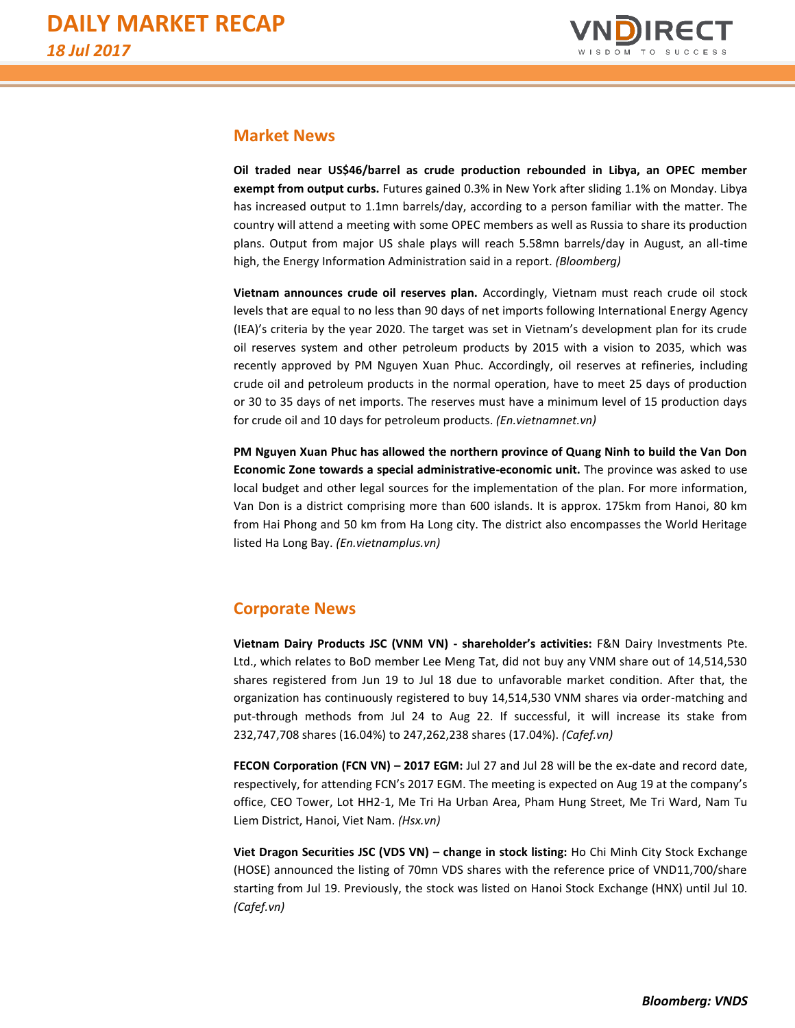## Market News

**Oil traded near US$46/barrel as crude production rebounded in Libya, an OPEC member exempt from output curbs.** Futures gained 0.3% in New York after sliding 1.1% on Monday. Libya has increased output to 1.1mn barrels/day, according to a person familiar with the matter. The country will attend a meeting with some OPEC members as well as Russia to share its production plans. Output from major US shale plays will reach 5.58mn barrels/day in August, an all-time high, the Energy Information Administration said in a report. *(Bloomberg)*

**Vietnam announces crude oil reserves plan.** Accordingly, Vietnam must reach crude oil stock levels that are equal to no less than 90 days of net imports following International Energy Agency (IEA)'s criteria by the year 2020. The target was set in Vietnam's development plan for its crude oil reserves system and other petroleum products by 2015 with a vision to 2035, which was recently approved by PM Nguyen Xuan Phuc. Accordingly, oil reserves at refineries, including crude oil and petroleum products in the normal operation, have to meet 25 days of production or 30 to 35 days of net imports. The reserves must have a minimum level of 15 production days for crude oil and 10 days for petroleum products. *(En.vietnamnet.vn)*

**PM Nguyen Xuan Phuc has allowed the northern province of Quang Ninh to build the Van Don Economic Zone towards a special administrative-economic unit.** The province was asked to use local budget and other legal sources for the implementation of the plan. For more information, Van Don is a district comprising more than 600 islands. It is approx. 175km from Hanoi, 80 km from Hai Phong and 50 km from Ha Long city. The district also encompasses the World Heritage listed Ha Long Bay. *(En.vietnamplus.vn)*

## Corporate News

**Vietnam Dairy Products JSC (VNM VN) - shareholder's activities:** F&N Dairy Investments Pte. Ltd., which relates to BoD member Lee Meng Tat, did not buy any VNM share out of 14,514,530 shares registered from Jun 19 to Jul 18 due to unfavorable market condition. After that, the organization has continuously registered to buy 14,514,530 VNM shares via order-matching and put-through methods from Jul 24 to Aug 22. If successful, it will increase its stake from 232,747,708 shares (16.04%) to 247,262,238 shares (17.04%). *(Cafef.vn)*

**FECON Corporation (FCN VN) – 2017 EGM:** Jul 27 and Jul 28 will be the ex-date and record date, respectively, for attending FCN's 2017 EGM. The meeting is expected on Aug 19 at the company's office, CEO Tower, Lot HH2-1, Me Tri Ha Urban Area, Pham Hung Street, Me Tri Ward, Nam Tu Liem District, Hanoi, Viet Nam. *(Hsx.vn)*

**Viet Dragon Securities JSC (VDS VN) – change in stock listing:** Ho Chi Minh City Stock Exchange (HOSE) announced the listing of 70mn VDS shares with the reference price of VND11,700/share starting from Jul 19. Previously, the stock was listed on Hanoi Stock Exchange (HNX) until Jul 10. *(Cafef.vn)*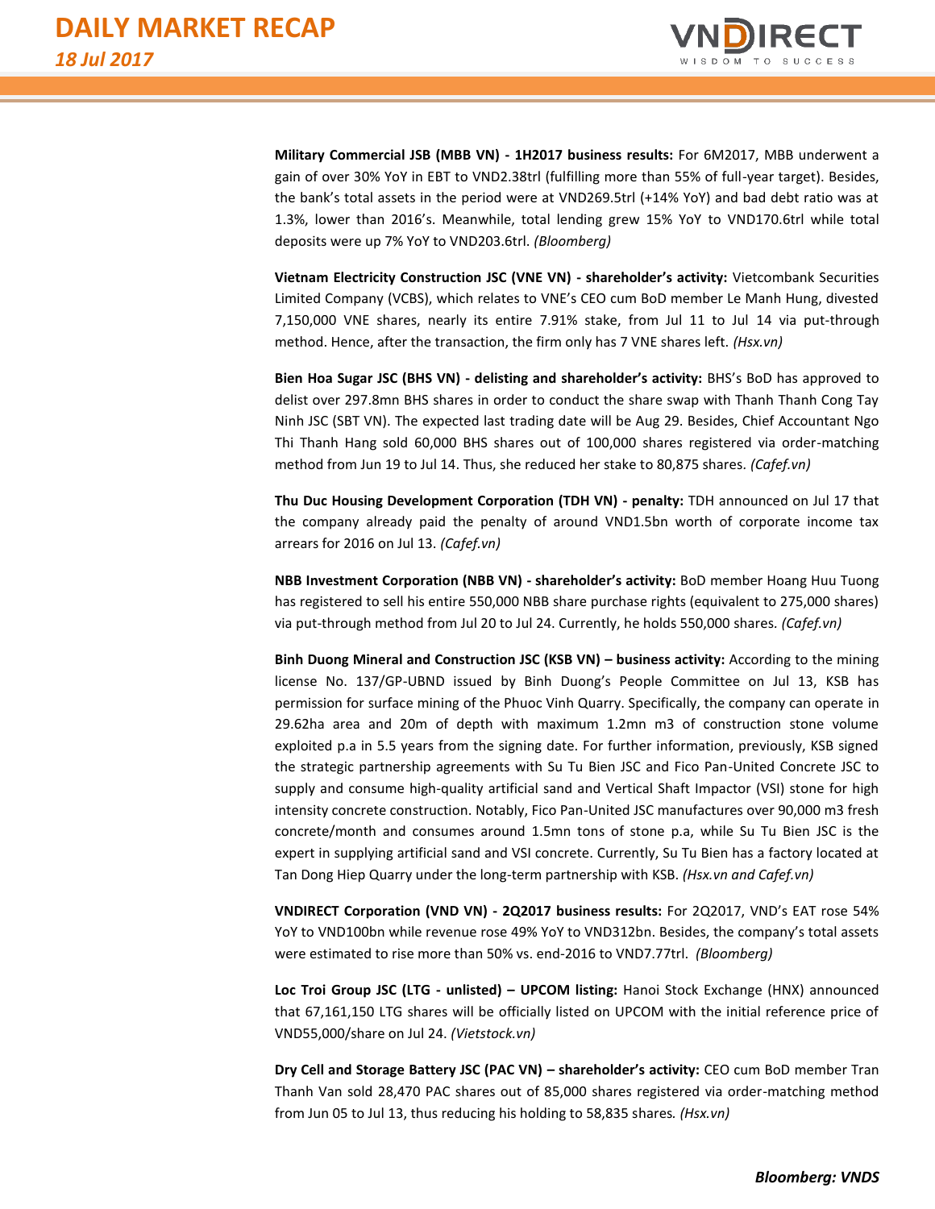**Military Commercial JSB (MBB VN) - 1H2017 business results:** For 6M2017, MBB underwent a gain of over 30% YoY in EBT to VND2.38trl (fulfilling more than 55% of full-year target). Besides, the bank's total assets in the period were at VND269.5trl (+14% YoY) and bad debt ratio was at 1.3%, lower than 2016's. Meanwhile, total lending grew 15% YoY to VND170.6trl while total deposits were up 7% YoY to VND203.6trl. *(Bloomberg)*

**Vietnam Electricity Construction JSC (VNE VN) - shareholder's activity:** Vietcombank Securities Limited Company (VCBS), which relates to VNE's CEO cum BoD member Le Manh Hung, divested 7,150,000 VNE shares, nearly its entire 7.91% stake, from Jul 11 to Jul 14 via put-through method. Hence, after the transaction, the firm only has 7 VNE shares left. *(Hsx.vn)*

**Bien Hoa Sugar JSC (BHS VN) - delisting and shareholder's activity:** BHS's BoD has approved to delist over 297.8mn BHS shares in order to conduct the share swap with Thanh Thanh Cong Tay Ninh JSC (SBT VN). The expected last trading date will be Aug 29. Besides, Chief Accountant Ngo Thi Thanh Hang sold 60,000 BHS shares out of 100,000 shares registered via order-matching method from Jun 19 to Jul 14. Thus, she reduced her stake to 80,875 shares. *(Cafef.vn)*

**Thu Duc Housing Development Corporation (TDH VN) - penalty:** TDH announced on Jul 17 that the company already paid the penalty of around VND1.5bn worth of corporate income tax arrears for 2016 on Jul 13. *(Cafef.vn)*

**NBB Investment Corporation (NBB VN) - shareholder's activity:** BoD member Hoang Huu Tuong has registered to sell his entire 550,000 NBB share purchase rights (equivalent to 275,000 shares) via put-through method from Jul 20 to Jul 24. Currently, he holds 550,000 shares. *(Cafef.vn)*

**Binh Duong Mineral and Construction JSC (KSB VN) – business activity:** According to the mining license No. 137/GP-UBND issued by Binh Duong's People Committee on Jul 13, KSB has permission for surface mining of the Phuoc Vinh Quarry. Specifically, the company can operate in 29.62ha area and 20m of depth with maximum 1.2mn m3 of construction stone volume exploited p.a in 5.5 years from the signing date. For further information, previously, KSB signed the strategic partnership agreements with Su Tu Bien JSC and Fico Pan-United Concrete JSC to supply and consume high-quality artificial sand and Vertical Shaft Impactor (VSI) stone for high intensity concrete construction. Notably, Fico Pan-United JSC manufactures over 90,000 m3 fresh concrete/month and consumes around 1.5mn tons of stone p.a, while Su Tu Bien JSC is the expert in supplying artificial sand and VSI concrete. Currently, Su Tu Bien has a factory located at Tan Dong Hiep Quarry under the long-term partnership with KSB. *(Hsx.vn and Cafef.vn)*

**VNDIRECT Corporation (VND VN) - 2Q2017 business results:** For 2Q2017, VND's EAT rose 54% YoY to VND100bn while revenue rose 49% YoY to VND312bn. Besides, the company's total assets were estimated to rise more than 50% vs. end-2016 to VND7.77trl. *(Bloomberg)*

**Loc Troi Group JSC (LTG - unlisted) – UPCOM listing:** Hanoi Stock Exchange (HNX) announced that 67,161,150 LTG shares will be officially listed on UPCOM with the initial reference price of VND55,000/share on Jul 24. *(Vietstock.vn)*

**Dry Cell and Storage Battery JSC (PAC VN) – shareholder's activity:** CEO cum BoD member Tran Thanh Van sold 28,470 PAC shares out of 85,000 shares registered via order-matching method from Jun 05 to Jul 13, thus reducing his holding to 58,835 shares. *(Hsx.vn)*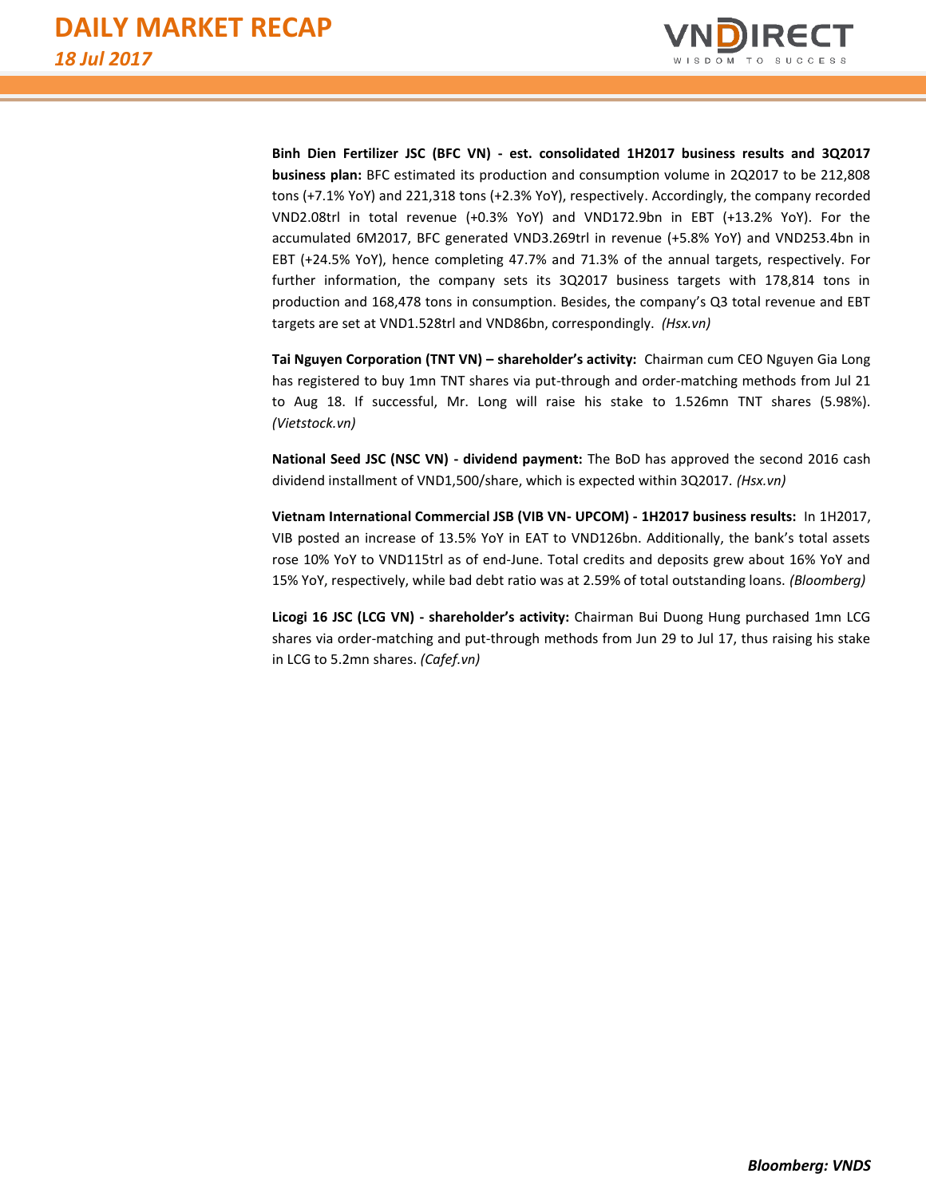**Binh Dien Fertilizer JSC (BFC VN) - est. consolidated 1H2017 business results and 3Q2017 business plan:** BFC estimated its production and consumption volume in 2Q2017 to be 212,808 tons (+7.1% YoY) and 221,318 tons (+2.3% YoY), respectively. Accordingly, the company recorded VND2.08trl in total revenue (+0.3% YoY) and VND172.9bn in EBT (+13.2% YoY). For the accumulated 6M2017, BFC generated VND3.269trl in revenue (+5.8% YoY) and VND253.4bn in EBT (+24.5% YoY), hence completing 47.7% and 71.3% of the annual targets, respectively. For further information, the company sets its 3Q2017 business targets with 178,814 tons in production and 168,478 tons in consumption. Besides, the company's Q3 total revenue and EBT targets are set at VND1.528trl and VND86bn, correspondingly. *(Hsx.vn)*

**Tai Nguyen Corporation (TNT VN) – shareholder's activity:** Chairman cum CEO Nguyen Gia Long has registered to buy 1mn TNT shares via put-through and order-matching methods from Jul 21 to Aug 18. If successful, Mr. Long will raise his stake to 1.526mn TNT shares (5.98%). *(Vietstock.vn)*

**National Seed JSC (NSC VN) - dividend payment:** The BoD has approved the second 2016 cash dividend installment of VND1,500/share, which is expected within 3Q2017. *(Hsx.vn)*

**Vietnam International Commercial JSB (VIB VN- UPCOM) - 1H2017 business results:** In 1H2017, VIB posted an increase of 13.5% YoY in EAT to VND126bn. Additionally, the bank's total assets rose 10% YoY to VND115trl as of end-June. Total credits and deposits grew about 16% YoY and 15% YoY, respectively, while bad debt ratio was at 2.59% of total outstanding loans. *(Bloomberg)*

**Licogi 16 JSC (LCG VN) - shareholder's activity:** Chairman Bui Duong Hung purchased 1mn LCG shares via order-matching and put-through methods from Jun 29 to Jul 17, thus raising his stake in LCG to 5.2mn shares. *(Cafef.vn)*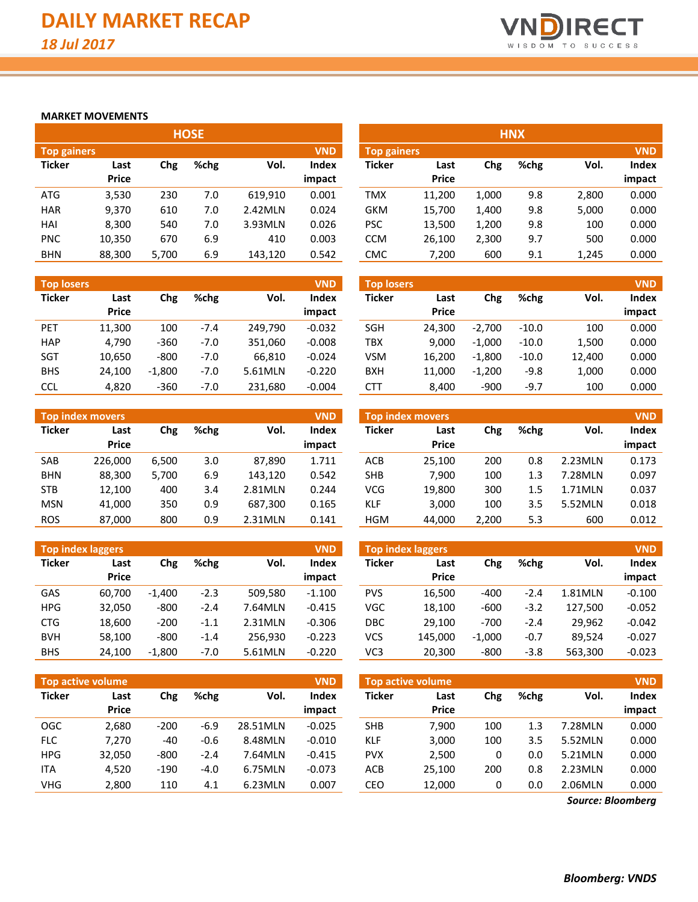# DAILY MARKET RECAP

*18 Jul 2017*

## MARKET MOVEMENTS

### HOSE

| Top gainers | | | | | VND |
|---|---|---|---|---|---|
| Ticker | Last Price | Chg | %chg | Vol. | Index impact |
| ATG | 3,530 | 230 | 7.0 | 619,910 | 0.001 |
| HAR | 9,370 | 610 | 7.0 | 2.42MLN | 0.024 |
| HAI | 8,300 | 540 | 7.0 | 3.93MLN | 0.026 |
| PNC | 10,350 | 670 | 6.9 | 410 | 0.003 |
| BHN | 88,300 | 5,700 | 6.9 | 143,120 | 0.542 |

| Top losers | | | | | VND |
|---|---|---|---|---|---|
| Ticker | Last Price | Chg | %chg | Vol. | Index impact |
| PET | 11,300 | 100 | -7.4 | 249,790 | -0.032 |
| HAP | 4,790 | -360 | -7.0 | 351,060 | -0.008 |
| SGT | 10,650 | -800 | -7.0 | 66,810 | -0.024 |
| BHS | 24,100 | -1,800 | -7.0 | 5.61MLN | -0.220 |
| CCL | 4,820 | -360 | -7.0 | 231,680 | -0.004 |

| Top index movers | | | | | VND |
|---|---|---|---|---|---|
| Ticker | Last Price | Chg | %chg | Vol. | Index impact |
| SAB | 226,000 | 6,500 | 3.0 | 87,890 | 1.711 |
| BHN | 88,300 | 5,700 | 6.9 | 143,120 | 0.542 |
| STB | 12,100 | 400 | 3.4 | 2.81MLN | 0.244 |
| MSN | 41,000 | 350 | 0.9 | 687,300 | 0.165 |
| ROS | 87,000 | 800 | 0.9 | 2.31MLN | 0.141 |

| Top index laggers | | | | | VND |
|---|---|---|---|---|---|
| Ticker | Last Price | Chg | %chg | Vol. | Index impact |
| GAS | 60,700 | -1,400 | -2.3 | 509,580 | -1.100 |
| HPG | 32,050 | -800 | -2.4 | 7.64MLN | -0.415 |
| CTG | 18,600 | -200 | -1.1 | 2.31MLN | -0.306 |
| BVH | 58,100 | -800 | -1.4 | 256,930 | -0.223 |
| BHS | 24,100 | -1,800 | -7.0 | 5.61MLN | -0.220 |

| Top active volume | | | | | VND |
|---|---|---|---|---|---|
| Ticker | Last Price | Chg | %chg | Vol. | Index impact |
| OGC | 2,680 | -200 | -6.9 | 28.51MLN | -0.025 |
| FLC | 7,270 | -40 | -0.6 | 8.48MLN | -0.010 |
| HPG | 32,050 | -800 | -2.4 | 7.64MLN | -0.415 |
| ITA | 4,520 | -190 | -4.0 | 6.75MLN | -0.073 |
| VHG | 2,800 | 110 | 4.1 | 6.23MLN | 0.007 |

### HNX

| Top gainers | | | | | VND |
|---|---|---|---|---|---|
| Ticker | Last Price | Chg | %chg | Vol. | Index impact |
| TMX | 11,200 | 1,000 | 9.8 | 2,800 | 0.000 |
| GKM | 15,700 | 1,400 | 9.8 | 5,000 | 0.000 |
| PSC | 13,500 | 1,200 | 9.8 | 100 | 0.000 |
| CCM | 26,100 | 2,300 | 9.7 | 500 | 0.000 |
| CMC | 7,200 | 600 | 9.1 | 1,245 | 0.000 |

| Top losers | | | | | VND |
|---|---|---|---|---|---|
| Ticker | Last Price | Chg | %chg | Vol. | Index impact |
| SGH | 24,300 | -2,700 | -10.0 | 100 | 0.000 |
| TBX | 9,000 | -1,000 | -10.0 | 1,500 | 0.000 |
| VSM | 16,200 | -1,800 | -10.0 | 12,400 | 0.000 |
| BXH | 11,000 | -1,200 | -9.8 | 1,000 | 0.000 |
| CTT | 8,400 | -900 | -9.7 | 100 | 0.000 |

| Top index movers | | | | | VND |
|---|---|---|---|---|---|
| Ticker | Last Price | Chg | %chg | Vol. | Index impact |
| ACB | 25,100 | 200 | 0.8 | 2.23MLN | 0.173 |
| SHB | 7,900 | 100 | 1.3 | 7.28MLN | 0.097 |
| VCG | 19,800 | 300 | 1.5 | 1.71MLN | 0.037 |
| KLF | 3,000 | 100 | 3.5 | 5.52MLN | 0.018 |
| HGM | 44,000 | 2,200 | 5.3 | 600 | 0.012 |

| Top index laggers | | | | | VND |
|---|---|---|---|---|---|
| Ticker | Last Price | Chg | %chg | Vol. | Index impact |
| PVS | 16,500 | -400 | -2.4 | 1.81MLN | -0.100 |
| VGC | 18,100 | -600 | -3.2 | 127,500 | -0.052 |
| DBC | 29,100 | -700 | -2.4 | 29,962 | -0.042 |
| VCS | 145,000 | -1,000 | -0.7 | 89,524 | -0.027 |
| VC3 | 20,300 | -800 | -3.8 | 563,300 | -0.023 |

| Top active volume | | | | | VND |
|---|---|---|---|---|---|
| Ticker | Last Price | Chg | %chg | Vol. | Index impact |
| SHB | 7,900 | 100 | 1.3 | 7.28MLN | 0.000 |
| KLF | 3,000 | 100 | 3.5 | 5.52MLN | 0.000 |
| PVX | 2,500 | 0 | 0.0 | 5.21MLN | 0.000 |
| ACB | 25,100 | 200 | 0.8 | 2.23MLN | 0.000 |
| CEO | 12,000 | 0 | 0.0 | 2.06MLN | 0.000 |

*Source: Bloomberg*

***Bloomberg: VNDS***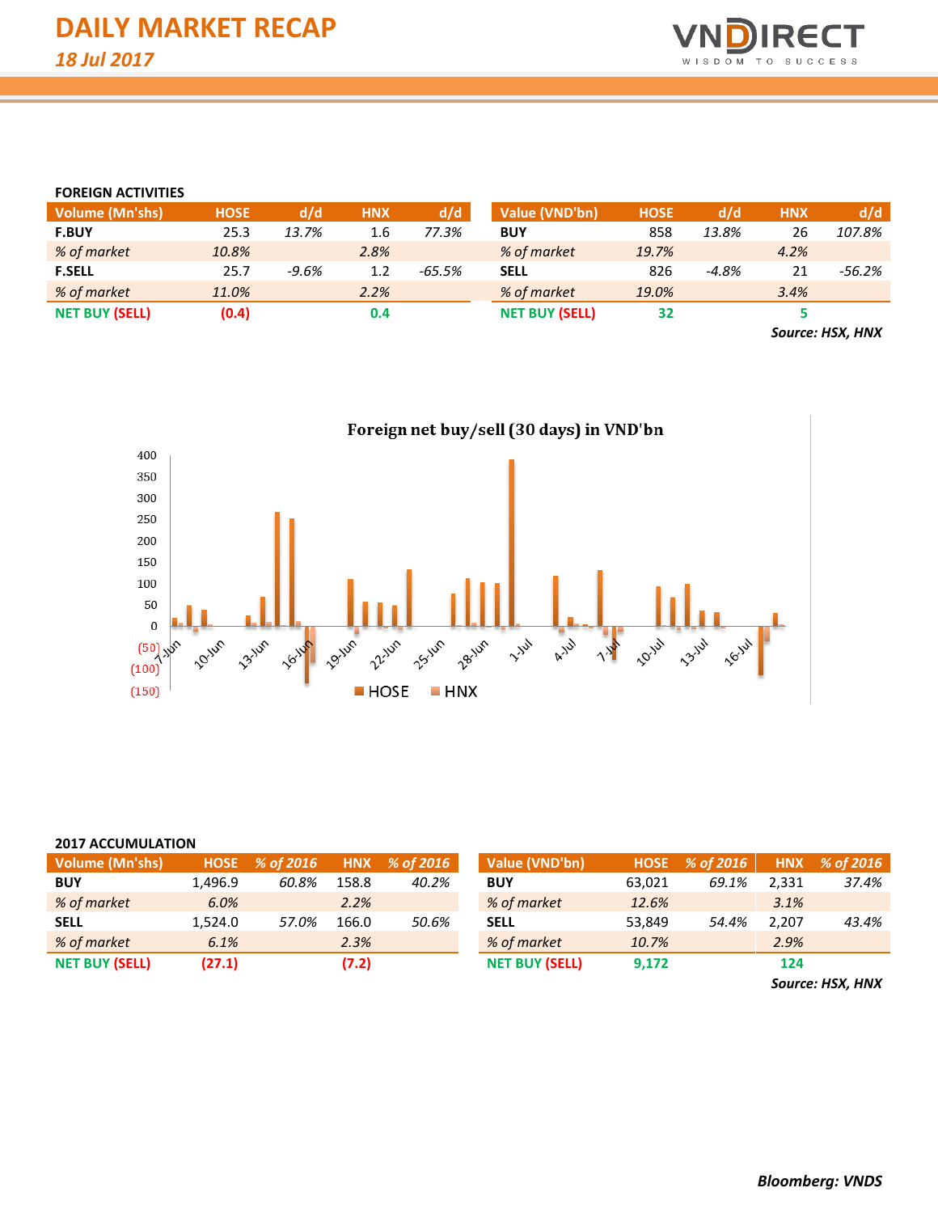# DAILY MARKET RECAP

*18 Jul 2017*

## FOREIGN ACTIVITIES

| Volume (Mn'shs) | HOSE | d/d | HNX | d/d |
|---|---|---|---|---|
| **F.BUY** | 25.3 | *13.7%* | 1.6 | *77.3%* |
| *% of market* | *10.8%* | | *2.8%* | |
| **F.SELL** | 25.7 | *-9.6%* | 1.2 | *-65.5%* |
| *% of market* | *11.0%* | | *2.2%* | |
| **NET BUY (SELL)** | **(0.4)** | | **0.4** | |

| Value (VND'bn) | HOSE | d/d | HNX | d/d |
|---|---|---|---|---|
| **BUY** | 858 | *13.8%* | 26 | *107.8%* |
| *% of market* | *19.7%* | | *4.2%* | |
| **SELL** | 826 | *-4.8%* | 21 | *-56.2%* |
| *% of market* | *19.0%* | | *3.4%* | |
| **NET BUY (SELL)** | **32** | | **5** | |

***Source: HSX, HNX***

**Foreign net buy/sell (30 days) in VND'bn**

## 2017 ACCUMULATION

| Volume (Mn'shs) | HOSE | % of 2016 | HNX | % of 2016 |
|---|---|---|---|---|
| **BUY** | 1,496.9 | *60.8%* | 158.8 | *40.2%* |
| *% of market* | *6.0%* | | *2.2%* | |
| **SELL** | 1,524.0 | *57.0%* | 166.0 | *50.6%* |
| *% of market* | *6.1%* | | *2.3%* | |
| **NET BUY (SELL)** | **(27.1)** | | **(7.2)** | |

| Value (VND'bn) | HOSE | % of 2016 | HNX | % of 2016 |
|---|---|---|---|---|
| **BUY** | 63,021 | *69.1%* | 2,331 | *37.4%* |
| *% of market* | *12.6%* | | *3.1%* | |
| **SELL** | 53,849 | *54.4%* | 2,207 | *43.4%* |
| *% of market* | *10.7%* | | *2.9%* | |
| **NET BUY (SELL)** | **9,172** | | **124** | |

***Source: HSX, HNX***

***Bloomberg: VNDS***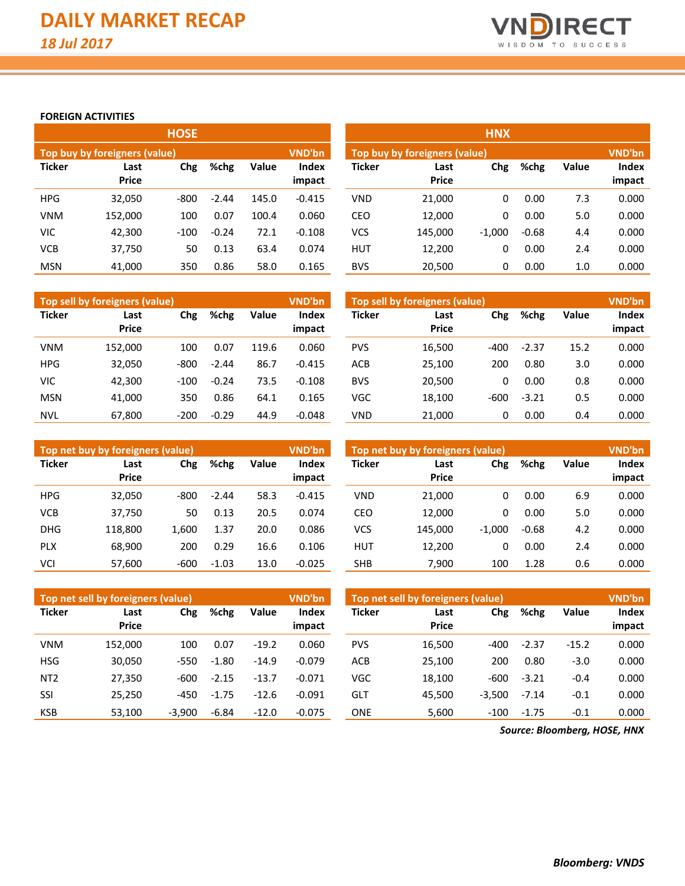# DAILY MARKET RECAP

*18 Jul 2017*

## FOREIGN ACTIVITIES

### HOSE

| Top buy by foreigners (value) | | | | | VND'bn |
|---|---|---|---|---|---|
| Ticker | Last Price | Chg | %chg | Value | Index impact |
| HPG | 32,050 | -800 | -2.44 | 145.0 | -0.415 |
| VNM | 152,000 | 100 | 0.07 | 100.4 | 0.060 |
| VIC | 42,300 | -100 | -0.24 | 72.1 | -0.108 |
| VCB | 37,750 | 50 | 0.13 | 63.4 | 0.074 |
| MSN | 41,000 | 350 | 0.86 | 58.0 | 0.165 |

| Top sell by foreigners (value) | | | | | VND'bn |
|---|---|---|---|---|---|
| Ticker | Last Price | Chg | %chg | Value | Index impact |
| VNM | 152,000 | 100 | 0.07 | 119.6 | 0.060 |
| HPG | 32,050 | -800 | -2.44 | 86.7 | -0.415 |
| VIC | 42,300 | -100 | -0.24 | 73.5 | -0.108 |
| MSN | 41,000 | 350 | 0.86 | 64.1 | 0.165 |
| NVL | 67,800 | -200 | -0.29 | 44.9 | -0.048 |

| Top net buy by foreigners (value) | | | | | VND'bn |
|---|---|---|---|---|---|
| Ticker | Last Price | Chg | %chg | Value | Index impact |
| HPG | 32,050 | -800 | -2.44 | 58.3 | -0.415 |
| VCB | 37,750 | 50 | 0.13 | 20.5 | 0.074 |
| DHG | 118,800 | 1,600 | 1.37 | 20.0 | 0.086 |
| PLX | 68,900 | 200 | 0.29 | 16.6 | 0.106 |
| VCI | 57,600 | -600 | -1.03 | 13.0 | -0.025 |

| Top net sell by foreigners (value) | | | | | VND'bn |
|---|---|---|---|---|---|
| Ticker | Last Price | Chg | %chg | Value | Index impact |
| VNM | 152,000 | 100 | 0.07 | -19.2 | 0.060 |
| HSG | 30,050 | -550 | -1.80 | -14.9 | -0.079 |
| NT2 | 27,350 | -600 | -2.15 | -13.7 | -0.071 |
| SSI | 25,250 | -450 | -1.75 | -12.6 | -0.091 |
| KSB | 53,100 | -3,900 | -6.84 | -12.0 | -0.075 |

### HNX

| Top buy by foreigners (value) | | | | | VND'bn |
|---|---|---|---|---|---|
| Ticker | Last Price | Chg | %chg | Value | Index impact |
| VND | 21,000 | 0 | 0.00 | 7.3 | 0.000 |
| CEO | 12,000 | 0 | 0.00 | 5.0 | 0.000 |
| VCS | 145,000 | -1,000 | -0.68 | 4.4 | 0.000 |
| HUT | 12,200 | 0 | 0.00 | 2.4 | 0.000 |
| BVS | 20,500 | 0 | 0.00 | 1.0 | 0.000 |

| Top sell by foreigners (value) | | | | | VND'bn |
|---|---|---|---|---|---|
| Ticker | Last Price | Chg | %chg | Value | Index impact |
| PVS | 16,500 | -400 | -2.37 | 15.2 | 0.000 |
| ACB | 25,100 | 200 | 0.80 | 3.0 | 0.000 |
| BVS | 20,500 | 0 | 0.00 | 0.8 | 0.000 |
| VGC | 18,100 | -600 | -3.21 | 0.5 | 0.000 |
| VND | 21,000 | 0 | 0.00 | 0.4 | 0.000 |

| Top net buy by foreigners (value) | | | | | VND'bn |
|---|---|---|---|---|---|
| Ticker | Last Price | Chg | %chg | Value | Index impact |
| VND | 21,000 | 0 | 0.00 | 6.9 | 0.000 |
| CEO | 12,000 | 0 | 0.00 | 5.0 | 0.000 |
| VCS | 145,000 | -1,000 | -0.68 | 4.2 | 0.000 |
| HUT | 12,200 | 0 | 0.00 | 2.4 | 0.000 |
| SHB | 7,900 | 100 | 1.28 | 0.6 | 0.000 |

| Top net sell by foreigners (value) | | | | | VND'bn |
|---|---|---|---|---|---|
| Ticker | Last Price | Chg | %chg | Value | Index impact |
| PVS | 16,500 | -400 | -2.37 | -15.2 | 0.000 |
| ACB | 25,100 | 200 | 0.80 | -3.0 | 0.000 |
| VGC | 18,100 | -600 | -3.21 | -0.4 | 0.000 |
| GLT | 45,500 | -3,500 | -7.14 | -0.1 | 0.000 |
| ONE | 5,600 | -100 | -1.75 | -0.1 | 0.000 |

***Source: Bloomberg, HOSE, HNX***

***Bloomberg: VNDS***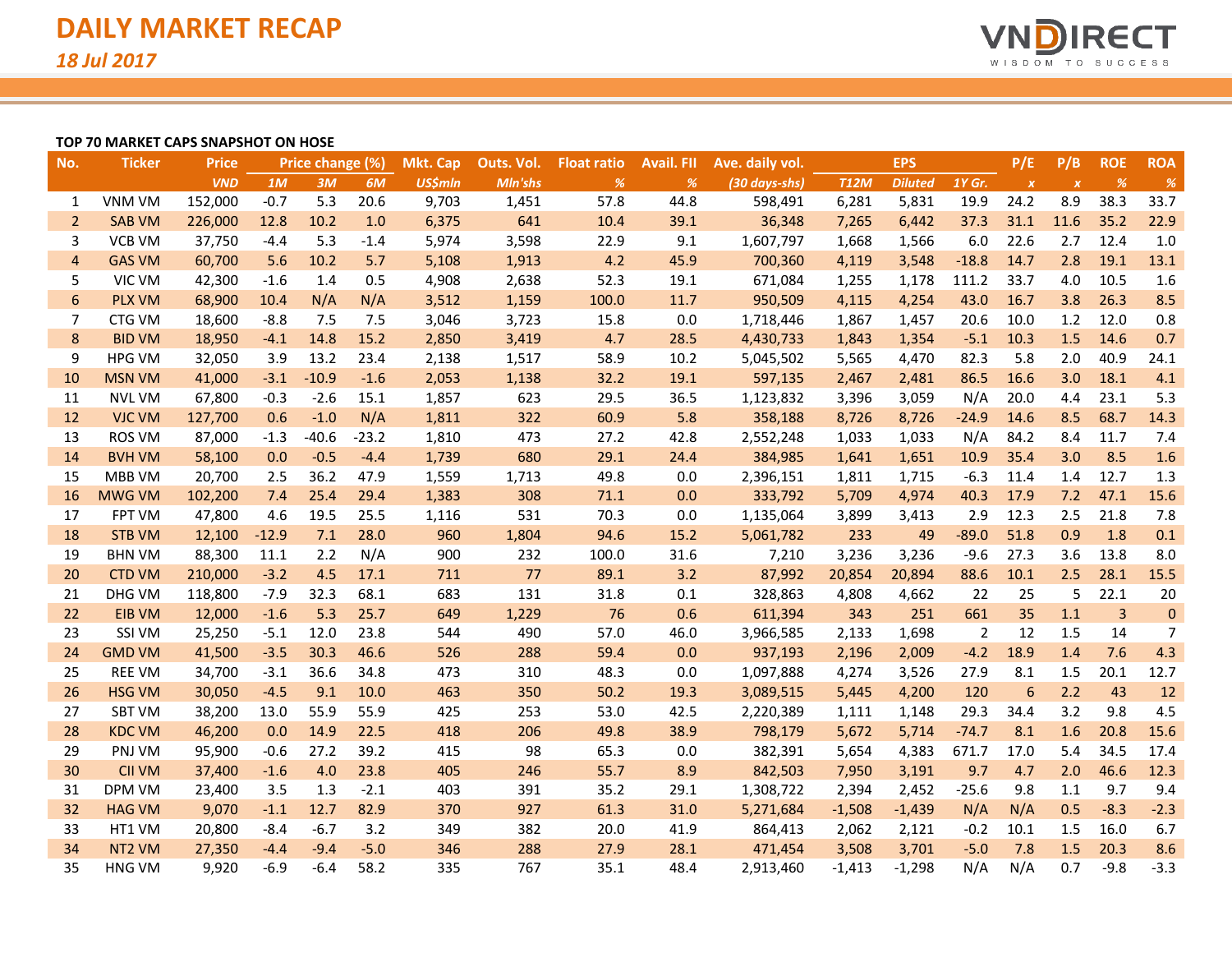# DAILY MARKET RECAP

*18 Jul 2017*

**TOP 70 MARKET CAPS SNAPSHOT ON HOSE**

| No. | Ticker | Price | Price change (%) | | | Mkt. Cap | Outs. Vol. | Float ratio | Avail. FII | Ave. daily vol. | EPS | | | P/E | P/B | ROE | ROA |
|---|---|---|---|---|---|---|---|---|---|---|---|---|---|---|---|---|---|
| | | *VND* | *1M* | *3M* | *6M* | *US$mln* | *Mln'shs* | *%* | *%* | *(30 days-shs)* | *T12M* | *Diluted* | *1Y Gr.* | *x* | *x* | *%* | *%* |
| 1 | VNM VM | 152,000 | -0.7 | 5.3 | 20.6 | 9,703 | 1,451 | 57.8 | 44.8 | 598,491 | 6,281 | 5,831 | 19.9 | 24.2 | 8.9 | 38.3 | 33.7 |
| 2 | SAB VM | 226,000 | 12.8 | 10.2 | 1.0 | 6,375 | 641 | 10.4 | 39.1 | 36,348 | 7,265 | 6,442 | 37.3 | 31.1 | 11.6 | 35.2 | 22.9 |
| 3 | VCB VM | 37,750 | -4.4 | 5.3 | -1.4 | 5,974 | 3,598 | 22.9 | 9.1 | 1,607,797 | 1,668 | 1,566 | 6.0 | 22.6 | 2.7 | 12.4 | 1.0 |
| 4 | GAS VM | 60,700 | 5.6 | 10.2 | 5.7 | 5,108 | 1,913 | 4.2 | 45.9 | 700,360 | 4,119 | 3,548 | -18.8 | 14.7 | 2.8 | 19.1 | 13.1 |
| 5 | VIC VM | 42,300 | -1.6 | 1.4 | 0.5 | 4,908 | 2,638 | 52.3 | 19.1 | 671,084 | 1,255 | 1,178 | 111.2 | 33.7 | 4.0 | 10.5 | 1.6 |
| 6 | PLX VM | 68,900 | 10.4 | N/A | N/A | 3,512 | 1,159 | 100.0 | 11.7 | 950,509 | 4,115 | 4,254 | 43.0 | 16.7 | 3.8 | 26.3 | 8.5 |
| 7 | CTG VM | 18,600 | -8.8 | 7.5 | 7.5 | 3,046 | 3,723 | 15.8 | 0.0 | 1,718,446 | 1,867 | 1,457 | 20.6 | 10.0 | 1.2 | 12.0 | 0.8 |
| 8 | BID VM | 18,950 | -4.1 | 14.8 | 15.2 | 2,850 | 3,419 | 4.7 | 28.5 | 4,430,733 | 1,843 | 1,354 | -5.1 | 10.3 | 1.5 | 14.6 | 0.7 |
| 9 | HPG VM | 32,050 | 3.9 | 13.2 | 23.4 | 2,138 | 1,517 | 58.9 | 10.2 | 5,045,502 | 5,565 | 4,470 | 82.3 | 5.8 | 2.0 | 40.9 | 24.1 |
| 10 | MSN VM | 41,000 | -3.1 | -10.9 | -1.6 | 2,053 | 1,138 | 32.2 | 19.1 | 597,135 | 2,467 | 2,481 | 86.5 | 16.6 | 3.0 | 18.1 | 4.1 |
| 11 | NVL VM | 67,800 | -0.3 | -2.6 | 15.1 | 1,857 | 623 | 29.5 | 36.5 | 1,123,832 | 3,396 | 3,059 | N/A | 20.0 | 4.4 | 23.1 | 5.3 |
| 12 | VJC VM | 127,700 | 0.6 | -1.0 | N/A | 1,811 | 322 | 60.9 | 5.8 | 358,188 | 8,726 | 8,726 | -24.9 | 14.6 | 8.5 | 68.7 | 14.3 |
| 13 | ROS VM | 87,000 | -1.3 | -40.6 | -23.2 | 1,810 | 473 | 27.2 | 42.8 | 2,552,248 | 1,033 | 1,033 | N/A | 84.2 | 8.4 | 11.7 | 7.4 |
| 14 | BVH VM | 58,100 | 0.0 | -0.5 | -4.4 | 1,739 | 680 | 29.1 | 24.4 | 384,985 | 1,641 | 1,651 | 10.9 | 35.4 | 3.0 | 8.5 | 1.6 |
| 15 | MBB VM | 20,700 | 2.5 | 36.2 | 47.9 | 1,559 | 1,713 | 49.8 | 0.0 | 2,396,151 | 1,811 | 1,715 | -6.3 | 11.4 | 1.4 | 12.7 | 1.3 |
| 16 | MWG VM | 102,200 | 7.4 | 25.4 | 29.4 | 1,383 | 308 | 71.1 | 0.0 | 333,792 | 5,709 | 4,974 | 40.3 | 17.9 | 7.2 | 47.1 | 15.6 |
| 17 | FPT VM | 47,800 | 4.6 | 19.5 | 25.5 | 1,116 | 531 | 70.3 | 0.0 | 1,135,064 | 3,899 | 3,413 | 2.9 | 12.3 | 2.5 | 21.8 | 7.8 |
| 18 | STB VM | 12,100 | -12.9 | 7.1 | 28.0 | 960 | 1,804 | 94.6 | 15.2 | 5,061,782 | 233 | 49 | -89.0 | 51.8 | 0.9 | 1.8 | 0.1 |
| 19 | BHN VM | 88,300 | 11.1 | 2.2 | N/A | 900 | 232 | 100.0 | 31.6 | 7,210 | 3,236 | 3,236 | -9.6 | 27.3 | 3.6 | 13.8 | 8.0 |
| 20 | CTD VM | 210,000 | -3.2 | 4.5 | 17.1 | 711 | 77 | 89.1 | 3.2 | 87,992 | 20,854 | 20,894 | 88.6 | 10.1 | 2.5 | 28.1 | 15.5 |
| 21 | DHG VM | 118,800 | -7.9 | 32.3 | 68.1 | 683 | 131 | 31.8 | 0.1 | 328,863 | 4,808 | 4,662 | 22 | 25 | 5 | 22.1 | 20 |
| 22 | EIB VM | 12,000 | -1.6 | 5.3 | 25.7 | 649 | 1,229 | 76 | 0.6 | 611,394 | 343 | 251 | 661 | 35 | 1.1 | 3 | 0 |
| 23 | SSI VM | 25,250 | -5.1 | 12.0 | 23.8 | 544 | 490 | 57.0 | 46.0 | 3,966,585 | 2,133 | 1,698 | 2 | 12 | 1.5 | 14 | 7 |
| 24 | GMD VM | 41,500 | -3.5 | 30.3 | 46.6 | 526 | 288 | 59.4 | 0.0 | 937,193 | 2,196 | 2,009 | -4.2 | 18.9 | 1.4 | 7.6 | 4.3 |
| 25 | REE VM | 34,700 | -3.1 | 36.6 | 34.8 | 473 | 310 | 48.3 | 0.0 | 1,097,888 | 4,274 | 3,526 | 27.9 | 8.1 | 1.5 | 20.1 | 12.7 |
| 26 | HSG VM | 30,050 | -4.5 | 9.1 | 10.0 | 463 | 350 | 50.2 | 19.3 | 3,089,515 | 5,445 | 4,200 | 120 | 6 | 2.2 | 43 | 12 |
| 27 | SBT VM | 38,200 | 13.0 | 55.9 | 55.9 | 425 | 253 | 53.0 | 42.5 | 2,220,389 | 1,111 | 1,148 | 29.3 | 34.4 | 3.2 | 9.8 | 4.5 |
| 28 | KDC VM | 46,200 | 0.0 | 14.9 | 22.5 | 418 | 206 | 49.8 | 38.9 | 798,179 | 5,672 | 5,714 | -74.7 | 8.1 | 1.6 | 20.8 | 15.6 |
| 29 | PNJ VM | 95,900 | -0.6 | 27.2 | 39.2 | 415 | 98 | 65.3 | 0.0 | 382,391 | 5,654 | 4,383 | 671.7 | 17.0 | 5.4 | 34.5 | 17.4 |
| 30 | CII VM | 37,400 | -1.6 | 4.0 | 23.8 | 405 | 246 | 55.7 | 8.9 | 842,503 | 7,950 | 3,191 | 9.7 | 4.7 | 2.0 | 46.6 | 12.3 |
| 31 | DPM VM | 23,400 | 3.5 | 1.3 | -2.1 | 403 | 391 | 35.2 | 29.1 | 1,308,722 | 2,394 | 2,452 | -25.6 | 9.8 | 1.1 | 9.7 | 9.4 |
| 32 | HAG VM | 9,070 | -1.1 | 12.7 | 82.9 | 370 | 927 | 61.3 | 31.0 | 5,271,684 | -1,508 | -1,439 | N/A | N/A | 0.5 | -8.3 | -2.3 |
| 33 | HT1 VM | 20,800 | -8.4 | -6.7 | 3.2 | 349 | 382 | 20.0 | 41.9 | 864,413 | 2,062 | 2,121 | -0.2 | 10.1 | 1.5 | 16.0 | 6.7 |
| 34 | NT2 VM | 27,350 | -4.4 | -9.4 | -5.0 | 346 | 288 | 27.9 | 28.1 | 471,454 | 3,508 | 3,701 | -5.0 | 7.8 | 1.5 | 20.3 | 8.6 |
| 35 | HNG VM | 9,920 | -6.9 | -6.4 | 58.2 | 335 | 767 | 35.1 | 48.4 | 2,913,460 | -1,413 | -1,298 | N/A | N/A | 0.7 | -9.8 | -3.3 |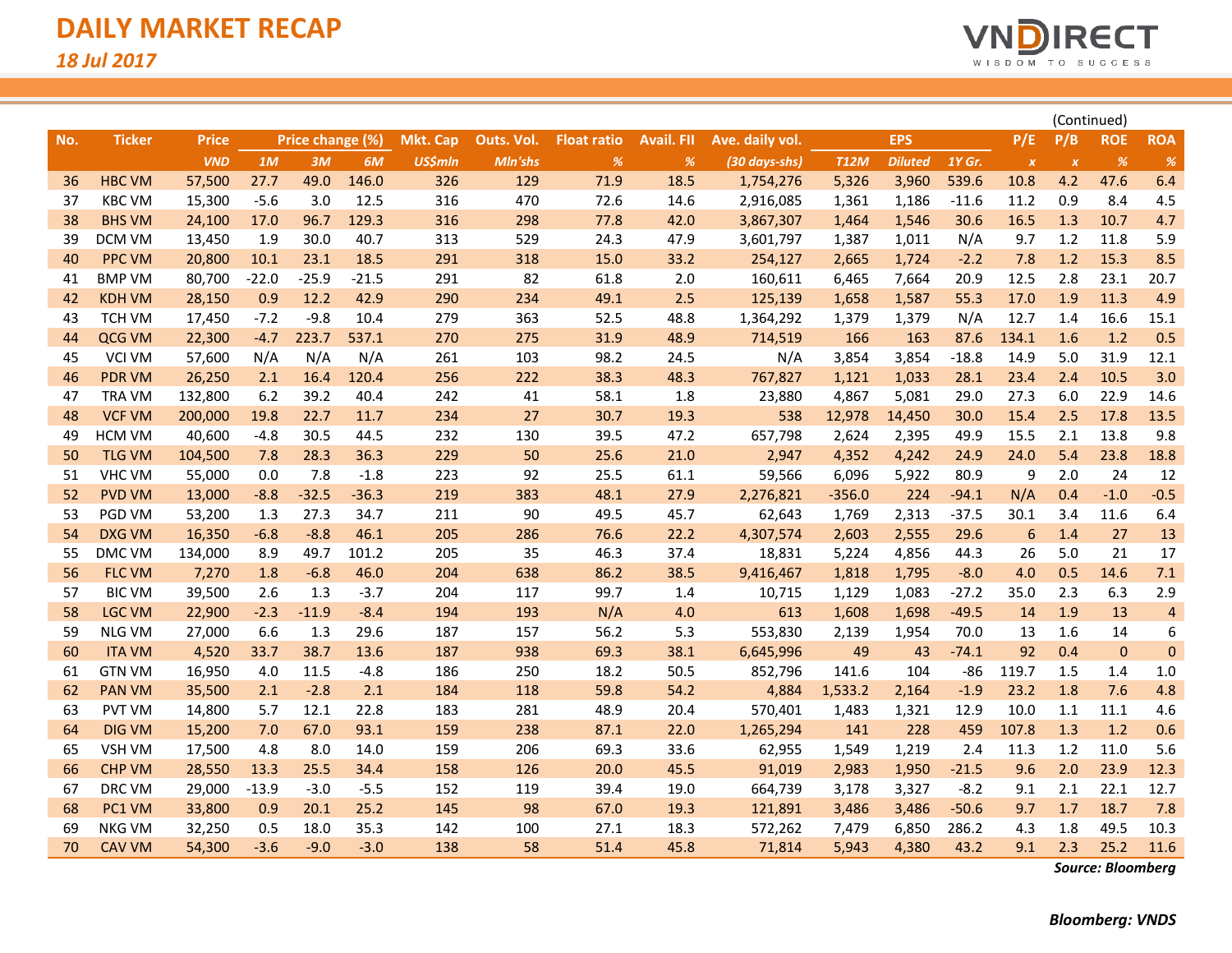# DAILY MARKET RECAP

*18 Jul 2017*

(Continued)

| No. | Ticker | Price | Price change (%) | | | Mkt. Cap | Outs. Vol. | Float ratio | Avail. FII | Ave. daily vol. | EPS | | | P/E | P/B | ROE | ROA |
|---|---|---|---|---|---|---|---|---|---|---|---|---|---|---|---|---|---|
| | | *VND* | *1M* | *3M* | *6M* | *US$mln* | *Mln'shs* | *%* | *%* | *(30 days-shs)* | *T12M* | *Diluted* | *1Y Gr.* | *x* | *x* | *%* | *%* |
| 36 | HBC VM | 57,500 | 27.7 | 49.0 | 146.0 | 326 | 129 | 71.9 | 18.5 | 1,754,276 | 5,326 | 3,960 | 539.6 | 10.8 | 4.2 | 47.6 | 6.4 |
| 37 | KBC VM | 15,300 | -5.6 | 3.0 | 12.5 | 316 | 470 | 72.6 | 14.6 | 2,916,085 | 1,361 | 1,186 | -11.6 | 11.2 | 0.9 | 8.4 | 4.5 |
| 38 | BHS VM | 24,100 | 17.0 | 96.7 | 129.3 | 316 | 298 | 77.8 | 42.0 | 3,867,307 | 1,464 | 1,546 | 30.6 | 16.5 | 1.3 | 10.7 | 4.7 |
| 39 | DCM VM | 13,450 | 1.9 | 30.0 | 40.7 | 313 | 529 | 24.3 | 47.9 | 3,601,797 | 1,387 | 1,011 | N/A | 9.7 | 1.2 | 11.8 | 5.9 |
| 40 | PPC VM | 20,800 | 10.1 | 23.1 | 18.5 | 291 | 318 | 15.0 | 33.2 | 254,127 | 2,665 | 1,724 | -2.2 | 7.8 | 1.2 | 15.3 | 8.5 |
| 41 | BMP VM | 80,700 | -22.0 | -25.9 | -21.5 | 291 | 82 | 61.8 | 2.0 | 160,611 | 6,465 | 7,664 | 20.9 | 12.5 | 2.8 | 23.1 | 20.7 |
| 42 | KDH VM | 28,150 | 0.9 | 12.2 | 42.9 | 290 | 234 | 49.1 | 2.5 | 125,139 | 1,658 | 1,587 | 55.3 | 17.0 | 1.9 | 11.3 | 4.9 |
| 43 | TCH VM | 17,450 | -7.2 | -9.8 | 10.4 | 279 | 363 | 52.5 | 48.8 | 1,364,292 | 1,379 | 1,379 | N/A | 12.7 | 1.4 | 16.6 | 15.1 |
| 44 | QCG VM | 22,300 | -4.7 | 223.7 | 537.1 | 270 | 275 | 31.9 | 48.9 | 714,519 | 166 | 163 | 87.6 | 134.1 | 1.6 | 1.2 | 0.5 |
| 45 | VCI VM | 57,600 | N/A | N/A | N/A | 261 | 103 | 98.2 | 24.5 | N/A | 3,854 | 3,854 | -18.8 | 14.9 | 5.0 | 31.9 | 12.1 |
| 46 | PDR VM | 26,250 | 2.1 | 16.4 | 120.4 | 256 | 222 | 38.3 | 48.3 | 767,827 | 1,121 | 1,033 | 28.1 | 23.4 | 2.4 | 10.5 | 3.0 |
| 47 | TRA VM | 132,800 | 6.2 | 39.2 | 40.4 | 242 | 41 | 58.1 | 1.8 | 23,880 | 4,867 | 5,081 | 29.0 | 27.3 | 6.0 | 22.9 | 14.6 |
| 48 | VCF VM | 200,000 | 19.8 | 22.7 | 11.7 | 234 | 27 | 30.7 | 19.3 | 538 | 12,978 | 14,450 | 30.0 | 15.4 | 2.5 | 17.8 | 13.5 |
| 49 | HCM VM | 40,600 | -4.8 | 30.5 | 44.5 | 232 | 130 | 39.5 | 47.2 | 657,798 | 2,624 | 2,395 | 49.9 | 15.5 | 2.1 | 13.8 | 9.8 |
| 50 | TLG VM | 104,500 | 7.8 | 28.3 | 36.3 | 229 | 50 | 25.6 | 21.0 | 2,947 | 4,352 | 4,242 | 24.9 | 24.0 | 5.4 | 23.8 | 18.8 |
| 51 | VHC VM | 55,000 | 0.0 | 7.8 | -1.8 | 223 | 92 | 25.5 | 61.1 | 59,566 | 6,096 | 5,922 | 80.9 | 9 | 2.0 | 24 | 12 |
| 52 | PVD VM | 13,000 | -8.8 | -32.5 | -36.3 | 219 | 383 | 48.1 | 27.9 | 2,276,821 | -356.0 | 224 | -94.1 | N/A | 0.4 | -1.0 | -0.5 |
| 53 | PGD VM | 53,200 | 1.3 | 27.3 | 34.7 | 211 | 90 | 49.5 | 45.7 | 62,643 | 1,769 | 2,313 | -37.5 | 30.1 | 3.4 | 11.6 | 6.4 |
| 54 | DXG VM | 16,350 | -6.8 | -8.8 | 46.1 | 205 | 286 | 76.6 | 22.2 | 4,307,574 | 2,603 | 2,555 | 29.6 | 6 | 1.4 | 27 | 13 |
| 55 | DMC VM | 134,000 | 8.9 | 49.7 | 101.2 | 205 | 35 | 46.3 | 37.4 | 18,831 | 5,224 | 4,856 | 44.3 | 26 | 5.0 | 21 | 17 |
| 56 | FLC VM | 7,270 | 1.8 | -6.8 | 46.0 | 204 | 638 | 86.2 | 38.5 | 9,416,467 | 1,818 | 1,795 | -8.0 | 4.0 | 0.5 | 14.6 | 7.1 |
| 57 | BIC VM | 39,500 | 2.6 | 1.3 | -3.7 | 204 | 117 | 99.7 | 1.4 | 10,715 | 1,129 | 1,083 | -27.2 | 35.0 | 2.3 | 6.3 | 2.9 |
| 58 | LGC VM | 22,900 | -2.3 | -11.9 | -8.4 | 194 | 193 | N/A | 4.0 | 613 | 1,608 | 1,698 | -49.5 | 14 | 1.9 | 13 | 4 |
| 59 | NLG VM | 27,000 | 6.6 | 1.3 | 29.6 | 187 | 157 | 56.2 | 5.3 | 553,830 | 2,139 | 1,954 | 70.0 | 13 | 1.6 | 14 | 6 |
| 60 | ITA VM | 4,520 | 33.7 | 38.7 | 13.6 | 187 | 938 | 69.3 | 38.1 | 6,645,996 | 49 | 43 | -74.1 | 92 | 0.4 | 0 | 0 |
| 61 | GTN VM | 16,950 | 4.0 | 11.5 | -4.8 | 186 | 250 | 18.2 | 50.5 | 852,796 | 141.6 | 104 | -86 | 119.7 | 1.5 | 1.4 | 1.0 |
| 62 | PAN VM | 35,500 | 2.1 | -2.8 | 2.1 | 184 | 118 | 59.8 | 54.2 | 4,884 | 1,533.2 | 2,164 | -1.9 | 23.2 | 1.8 | 7.6 | 4.8 |
| 63 | PVT VM | 14,800 | 5.7 | 12.1 | 22.8 | 183 | 281 | 48.9 | 20.4 | 570,401 | 1,483 | 1,321 | 12.9 | 10.0 | 1.1 | 11.1 | 4.6 |
| 64 | DIG VM | 15,200 | 7.0 | 67.0 | 93.1 | 159 | 238 | 87.1 | 22.0 | 1,265,294 | 141 | 228 | 459 | 107.8 | 1.3 | 1.2 | 0.6 |
| 65 | VSH VM | 17,500 | 4.8 | 8.0 | 14.0 | 159 | 206 | 69.3 | 33.6 | 62,955 | 1,549 | 1,219 | 2.4 | 11.3 | 1.2 | 11.0 | 5.6 |
| 66 | CHP VM | 28,550 | 13.3 | 25.5 | 34.4 | 158 | 126 | 20.0 | 45.5 | 91,019 | 2,983 | 1,950 | -21.5 | 9.6 | 2.0 | 23.9 | 12.3 |
| 67 | DRC VM | 29,000 | -13.9 | -3.0 | -5.5 | 152 | 119 | 39.4 | 19.0 | 664,739 | 3,178 | 3,327 | -8.2 | 9.1 | 2.1 | 22.1 | 12.7 |
| 68 | PC1 VM | 33,800 | 0.9 | 20.1 | 25.2 | 145 | 98 | 67.0 | 19.3 | 121,891 | 3,486 | 3,486 | -50.6 | 9.7 | 1.7 | 18.7 | 7.8 |
| 69 | NKG VM | 32,250 | 0.5 | 18.0 | 35.3 | 142 | 100 | 27.1 | 18.3 | 572,262 | 7,479 | 6,850 | 286.2 | 4.3 | 1.8 | 49.5 | 10.3 |
| 70 | CAV VM | 54,300 | -3.6 | -9.0 | -3.0 | 138 | 58 | 51.4 | 45.8 | 71,814 | 5,943 | 4,380 | 43.2 | 9.1 | 2.3 | 25.2 | 11.6 |

***Source: Bloomberg***

***Bloomberg: VNDS***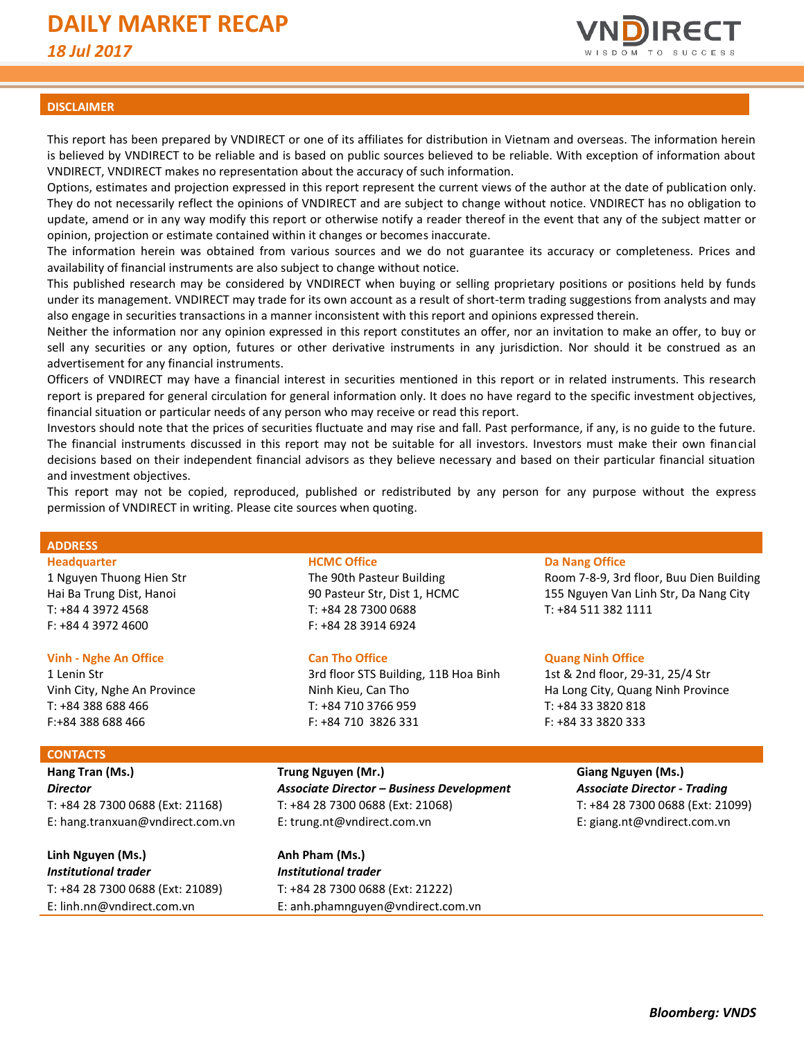## DISCLAIMER

This report has been prepared by VNDIRECT or one of its affiliates for distribution in Vietnam and overseas. The information herein is believed by VNDIRECT to be reliable and is based on public sources believed to be reliable. With exception of information about VNDIRECT, VNDIRECT makes no representation about the accuracy of such information.

Options, estimates and projection expressed in this report represent the current views of the author at the date of publication only. They do not necessarily reflect the opinions of VNDIRECT and are subject to change without notice. VNDIRECT has no obligation to update, amend or in any way modify this report or otherwise notify a reader thereof in the event that any of the subject matter or opinion, projection or estimate contained within it changes or becomes inaccurate.

The information herein was obtained from various sources and we do not guarantee its accuracy or completeness. Prices and availability of financial instruments are also subject to change without notice.

This published research may be considered by VNDIRECT when buying or selling proprietary positions or positions held by funds under its management. VNDIRECT may trade for its own account as a result of short-term trading suggestions from analysts and may also engage in securities transactions in a manner inconsistent with this report and opinions expressed therein.

Neither the information nor any opinion expressed in this report constitutes an offer, nor an invitation to make an offer, to buy or sell any securities or any option, futures or other derivative instruments in any jurisdiction. Nor should it be construed as an advertisement for any financial instruments.

Officers of VNDIRECT may have a financial interest in securities mentioned in this report or in related instruments. This research report is prepared for general circulation for general information only. It does no have regard to the specific investment objectives, financial situation or particular needs of any person who may receive or read this report.

Investors should note that the prices of securities fluctuate and may rise and fall. Past performance, if any, is no guide to the future. The financial instruments discussed in this report may not be suitable for all investors. Investors must make their own financial decisions based on their independent financial advisors as they believe necessary and based on their particular financial situation and investment objectives.

This report may not be copied, reproduced, published or redistributed by any person for any purpose without the express permission of VNDIRECT in writing. Please cite sources when quoting.

## ADDRESS

**Headquarter**
1 Nguyen Thuong Hien Str
Hai Ba Trung Dist, Hanoi
T: +84 4 3972 4568
F: +84 4 3972 4600

**HCMC Office**
The 90th Pasteur Building
90 Pasteur Str, Dist 1, HCMC
T: +84 28 7300 0688
F: +84 28 3914 6924

**Da Nang Office**
Room 7-8-9, 3rd floor, Buu Dien Building
155 Nguyen Van Linh Str, Da Nang City
T: +84 511 382 1111

**Vinh - Nghe An Office**
1 Lenin Str
Vinh City, Nghe An Province
T: +84 388 688 466
F:+84 388 688 466

**Can Tho Office**
3rd floor STS Building, 11B Hoa Binh
Ninh Kieu, Can Tho
T: +84 710 3766 959
F: +84 710 3826 331

**Quang Ninh Office**
1st & 2nd floor, 29-31, 25/4 Str
Ha Long City, Quang Ninh Province
T: +84 33 3820 818
F: +84 33 3820 333

## CONTACTS

**Hang Tran (Ms.)**
***Director***
T: +84 28 7300 0688 (Ext: 21168)
E: hang.tranxuan@vndirect.com.vn

**Trung Nguyen (Mr.)**
***Associate Director – Business Development***
T: +84 28 7300 0688 (Ext: 21068)
E: trung.nt@vndirect.com.vn

**Giang Nguyen (Ms.)**
***Associate Director - Trading***
T: +84 28 7300 0688 (Ext: 21099)
E: giang.nt@vndirect.com.vn

**Linh Nguyen (Ms.)**
***Institutional trader***
T: +84 28 7300 0688 (Ext: 21089)
E: linh.nn@vndirect.com.vn

**Anh Pham (Ms.)**
***Institutional trader***
T: +84 28 7300 0688 (Ext: 21222)
E: anh.phamnguyen@vndirect.com.vn